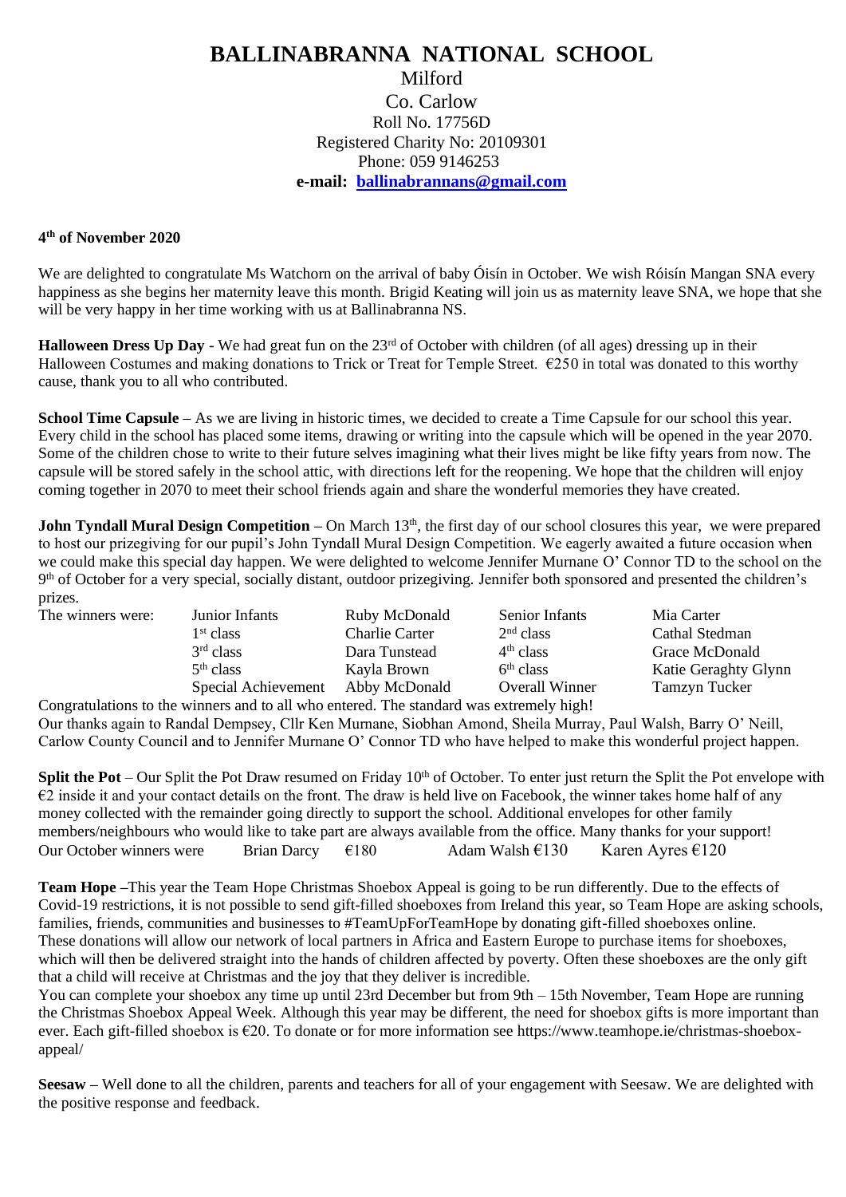# BALLINABRANNA NATIONAL SCHOOL

Milford
Co. Carlow
Roll No. 17756D
Registered Charity No: 20109301
Phone: 059 9146253
**e-mail: ballinabrannans@gmail.com**

**4th of November 2020**

We are delighted to congratulate Ms Watchorn on the arrival of baby Óisín in October. We wish Róisín Mangan SNA every happiness as she begins her maternity leave this month. Brigid Keating will join us as maternity leave SNA, we hope that she will be very happy in her time working with us at Ballinabranna NS.

**Halloween Dress Up Day** - We had great fun on the 23rd of October with children (of all ages) dressing up in their Halloween Costumes and making donations to Trick or Treat for Temple Street. €250 in total was donated to this worthy cause, thank you to all who contributed.

**School Time Capsule** – As we are living in historic times, we decided to create a Time Capsule for our school this year. Every child in the school has placed some items, drawing or writing into the capsule which will be opened in the year 2070. Some of the children chose to write to their future selves imagining what their lives might be like fifty years from now. The capsule will be stored safely in the school attic, with directions left for the reopening. We hope that the children will enjoy coming together in 2070 to meet their school friends again and share the wonderful memories they have created.

**John Tyndall Mural Design Competition** – On March 13th, the first day of our school closures this year, we were prepared to host our prizegiving for our pupil's John Tyndall Mural Design Competition. We eagerly awaited a future occasion when we could make this special day happen. We were delighted to welcome Jennifer Murnane O' Connor TD to the school on the 9th of October for a very special, socially distant, outdoor prizegiving. Jennifer both sponsored and presented the children's prizes.

| The winners were: | | | | |
|---|---|---|---|---|
| | Junior Infants | Ruby McDonald | Senior Infants | Mia Carter |
| | 1st class | Charlie Carter | 2nd class | Cathal Stedman |
| | 3rd class | Dara Tunstead | 4th class | Grace McDonald |
| | 5th class | Kayla Brown | 6th class | Katie Geraghty Glynn |
| | Special Achievement | Abby McDonald | Overall Winner | Tamzyn Tucker |

Congratulations to the winners and to all who entered. The standard was extremely high!
Our thanks again to Randal Dempsey, Cllr Ken Murnane, Siobhan Amond, Sheila Murray, Paul Walsh, Barry O' Neill, Carlow County Council and to Jennifer Murnane O' Connor TD who have helped to make this wonderful project happen.

**Split the Pot** – Our Split the Pot Draw resumed on Friday 10th of October. To enter just return the Split the Pot envelope with €2 inside it and your contact details on the front. The draw is held live on Facebook, the winner takes home half of any money collected with the remainder going directly to support the school. Additional envelopes for other family members/neighbours who would like to take part are always available from the office. Many thanks for your support!
Our October winners were Brian Darcy €180 Adam Walsh €130 Karen Ayres €120

**Team Hope** –This year the Team Hope Christmas Shoebox Appeal is going to be run differently. Due to the effects of Covid-19 restrictions, it is not possible to send gift-filled shoeboxes from Ireland this year, so Team Hope are asking schools, families, friends, communities and businesses to #TeamUpForTeamHope by donating gift-filled shoeboxes online. These donations will allow our network of local partners in Africa and Eastern Europe to purchase items for shoeboxes, which will then be delivered straight into the hands of children affected by poverty. Often these shoeboxes are the only gift that a child will receive at Christmas and the joy that they deliver is incredible.
You can complete your shoebox any time up until 23rd December but from 9th – 15th November, Team Hope are running the Christmas Shoebox Appeal Week. Although this year may be different, the need for shoebox gifts is more important than ever. Each gift-filled shoebox is €20. To donate or for more information see https://www.teamhope.ie/christmas-shoebox-appeal/

**Seesaw** – Well done to all the children, parents and teachers for all of your engagement with Seesaw. We are delighted with the positive response and feedback.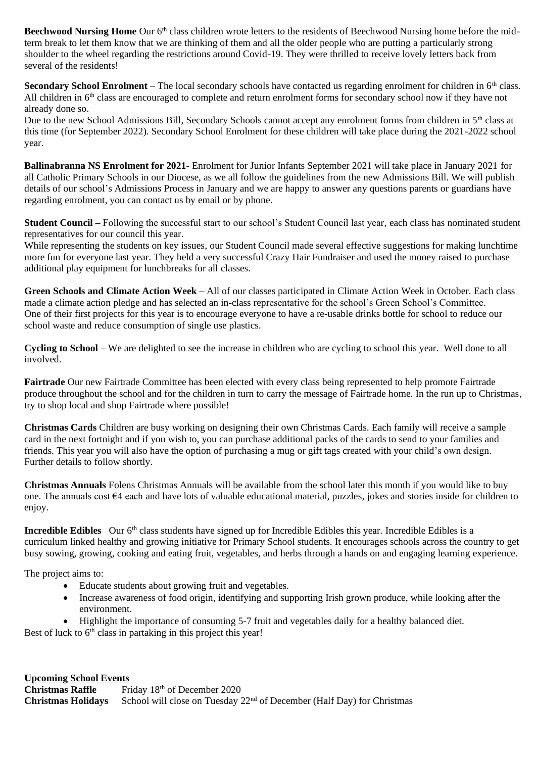**Beechwood Nursing Home** Our 6th class children wrote letters to the residents of Beechwood Nursing home before the mid-term break to let them know that we are thinking of them and all the older people who are putting a particularly strong shoulder to the wheel regarding the restrictions around Covid-19. They were thrilled to receive lovely letters back from several of the residents!

**Secondary School Enrolment** – The local secondary schools have contacted us regarding enrolment for children in 6th class. All children in 6th class are encouraged to complete and return enrolment forms for secondary school now if they have not already done so.

Due to the new School Admissions Bill, Secondary Schools cannot accept any enrolment forms from children in 5th class at this time (for September 2022). Secondary School Enrolment for these children will take place during the 2021-2022 school year.

**Ballinabranna NS Enrolment for 2021**- Enrolment for Junior Infants September 2021 will take place in January 2021 for all Catholic Primary Schools in our Diocese, as we all follow the guidelines from the new Admissions Bill. We will publish details of our school's Admissions Process in January and we are happy to answer any questions parents or guardians have regarding enrolment, you can contact us by email or by phone.

**Student Council** – Following the successful start to our school's Student Council last year, each class has nominated student representatives for our council this year.

While representing the students on key issues, our Student Council made several effective suggestions for making lunchtime more fun for everyone last year. They held a very successful Crazy Hair Fundraiser and used the money raised to purchase additional play equipment for lunchbreaks for all classes.

**Green Schools and Climate Action Week** – All of our classes participated in Climate Action Week in October. Each class made a climate action pledge and has selected an in-class representative for the school's Green School's Committee.

One of their first projects for this year is to encourage everyone to have a re-usable drinks bottle for school to reduce our school waste and reduce consumption of single use plastics.

**Cycling to School** – We are delighted to see the increase in children who are cycling to school this year. Well done to all involved.

**Fairtrade** Our new Fairtrade Committee has been elected with every class being represented to help promote Fairtrade produce throughout the school and for the children in turn to carry the message of Fairtrade home. In the run up to Christmas, try to shop local and shop Fairtrade where possible!

**Christmas Cards** Children are busy working on designing their own Christmas Cards. Each family will receive a sample card in the next fortnight and if you wish to, you can purchase additional packs of the cards to send to your families and friends. This year you will also have the option of purchasing a mug or gift tags created with your child's own design. Further details to follow shortly.

**Christmas Annuals** Folens Christmas Annuals will be available from the school later this month if you would like to buy one. The annuals cost €4 each and have lots of valuable educational material, puzzles, jokes and stories inside for children to enjoy.

**Incredible Edibles** Our 6th class students have signed up for Incredible Edibles this year. Incredible Edibles is a curriculum linked healthy and growing initiative for Primary School students. It encourages schools across the country to get busy sowing, growing, cooking and eating fruit, vegetables, and herbs through a hands on and engaging learning experience.

The project aims to:

- Educate students about growing fruit and vegetables.
- Increase awareness of food origin, identifying and supporting Irish grown produce, while looking after the environment.
- Highlight the importance of consuming 5-7 fruit and vegetables daily for a healthy balanced diet.

Best of luck to 6th class in partaking in this project this year!

**Upcoming School Events**

**Christmas Raffle** Friday 18th of December 2020

**Christmas Holidays** School will close on Tuesday 22nd of December (Half Day) for Christmas